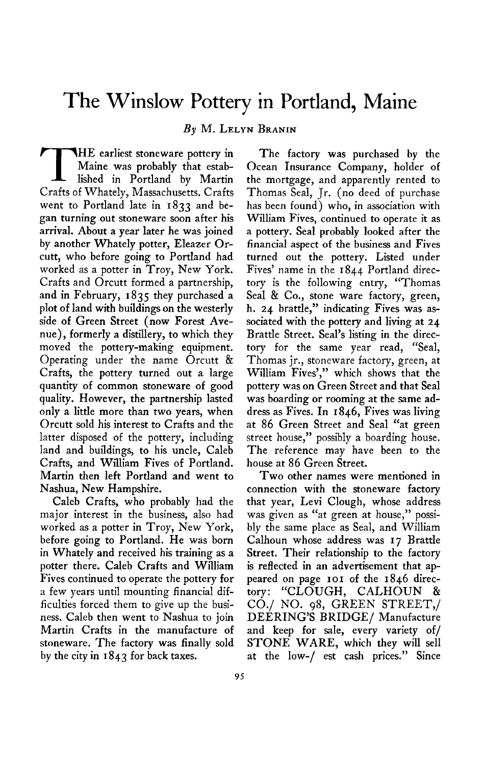# The Winslow Pottery in Portland, Maine

*By* M. Lelyn Branin

THE earliest stoneware pottery in Maine was probably that established in Portland by Martin Crafts of Whately, Massachusetts. Crafts went to Portland late in 1833 and began turning out stoneware soon after his arrival. About a year later he was joined by another Whately potter, Eleazer Orcutt, who before going to Portland had worked as a potter in Troy, New York. Crafts and Orcutt formed a partnership, and in February, 1835 they purchased a plot of land with buildings on the westerly side of Green Street (now Forest Avenue), formerly a distillery, to which they moved the pottery-making equipment. Operating under the name Orcutt & Crafts, the pottery turned out a large quantity of common stoneware of good quality. However, the partnership lasted only a little more than two years, when Orcutt sold his interest to Crafts and the latter disposed of the pottery, including land and buildings, to his uncle, Caleb Crafts, and William Fives of Portland. Martin then left Portland and went to Nashua, New Hampshire.

Caleb Crafts, who probably had the major interest in the business, also had worked as a potter in Troy, New York, before going to Portland. He was born in Whately and received his training as a potter there. Caleb Crafts and William Fives continued to operate the pottery for a few years until mounting financial difficulties forced them to give up the business. Caleb then went to Nashua to join Martin Crafts in the manufacture of stoneware. The factory was finally sold by the city in 1843 for back taxes.

The factory was purchased by the Ocean Insurance Company, holder of the mortgage, and apparently rented to Thomas Seal, Jr. (no deed of purchase has been found) who, in association with William Fives, continued to operate it as a pottery. Seal probably looked after the financial aspect of the business and Fives turned out the pottery. Listed under Fives' name in the 1844 Portland directory is the following entry, "Thomas Seal & Co., stone ware factory, green, h. 24 brattle," indicating Fives was associated with the pottery and living at 24 Brattle Street. Seal's listing in the directory for the same year read, "Seal, Thomas jr., stoneware factory, green, at William Fives'," which shows that the pottery was on Green Street and that Seal was boarding or rooming at the same address as Fives. In 1846, Fives was living at 86 Green Street and Seal "at green street house," possibly a boarding house. The reference may have been to the house at 86 Green Street.

Two other names were mentioned in connection with the stoneware factory that year, Levi Clough, whose address was given as "at green at house," possibly the same place as Seal, and William Calhoun whose address was 17 Brattle Street. Their relationship to the factory is reflected in an advertisement that appeared on page 101 of the 1846 directory: "CLOUGH, CALHOUN & CO./ NO. 98, GREEN STREET,/ DEERING'S BRIDGE/ Manufacture and keep for sale, every variety of/ STONE WARE, which they will sell at the low-/ est cash prices." Since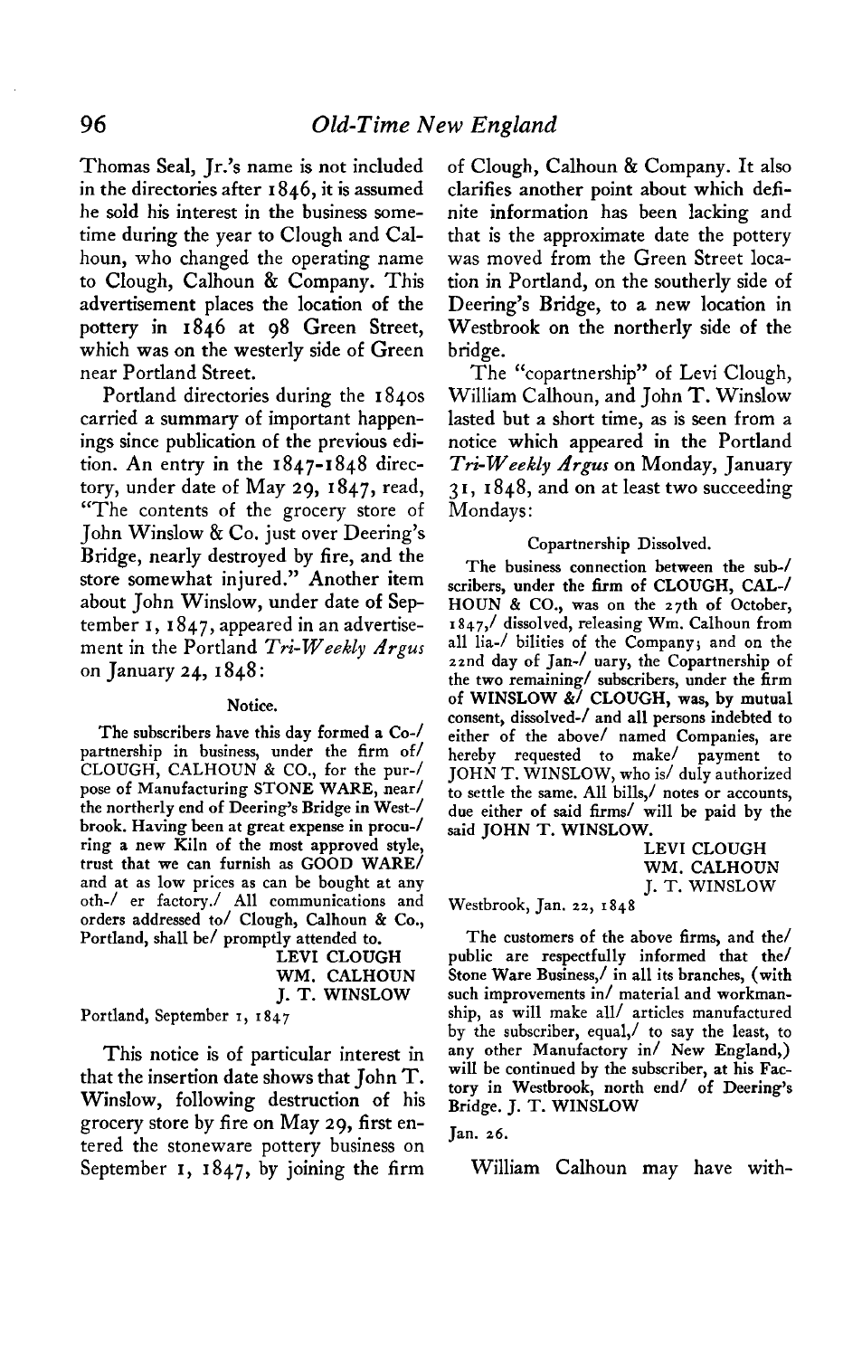Thomas Seal, Jr.'s name is not included in the directories after 1846, it is assumed he sold his interest in the business sometime during the year to Clough and Calhoun, who changed the operating name to Clough, Calhoun & Company. This advertisement places the location of the pottery in 1846 at 98 Green Street, which was on the westerly side of Green near Portland Street.

Portland directories during the 1840s carried a summary of important happenings since publication of the previous edition. An entry in the 1847-1848 directory, under date of May 29, 1847, read, "The contents of the grocery store of John Winslow & Co. just over Deering's Bridge, nearly destroyed by fire, and the store somewhat injured." Another item about John Winslow, under date of September 1, 1847, appeared in an advertisement in the Portland *Tri-Weekly Argus* on January 24, 1848:

> Notice.
>
> The subscribers have this day formed a Co-/ partnership in business, under the firm of/ CLOUGH, CALHOUN & CO., for the pur-/ pose of Manufacturing STONE WARE, near/ the northerly end of Deering's Bridge in West-/ brook. Having been at great expense in procu-/ ring a new Kiln of the most approved style, trust that we can furnish as GOOD WARE/ and at as low prices as can be bought at any oth-/ er factory./ All communications and orders addressed to/ Clough, Calhoun & Co., Portland, shall be/ promptly attended to.
>
> LEVI CLOUGH
> WM. CALHOUN
> J. T. WINSLOW
>
> Portland, September 1, 1847

This notice is of particular interest in that the insertion date shows that John T. Winslow, following destruction of his grocery store by fire on May 29, first entered the stoneware pottery business on September 1, 1847, by joining the firm of Clough, Calhoun & Company. It also clarifies another point about which definite information has been lacking and that is the approximate date the pottery was moved from the Green Street location in Portland, on the southerly side of Deering's Bridge, to a new location in Westbrook on the northerly side of the bridge.

The "copartnership" of Levi Clough, William Calhoun, and John T. Winslow lasted but a short time, as is seen from a notice which appeared in the Portland *Tri-Weekly Argus* on Monday, January 31, 1848, and on at least two succeeding Mondays:

> Copartnership Dissolved.
>
> The business connection between the sub-/ scribers, under the firm of CLOUGH, CAL-/ HOUN & CO., was on the 27th of October, 1847,/ dissolved, releasing Wm. Calhoun from all lia-/ bilities of the Company; and on the 22nd day of Jan-/ uary, the Copartnership of the two remaining/ subscribers, under the firm of WINSLOW &/ CLOUGH, was, by mutual consent, dissolved-/ and all persons indebted to either of the above/ named Companies, are hereby requested to make/ payment to JOHN T. WINSLOW, who is/ duly authorized to settle the same. All bills,/ notes or accounts, due either of said firms/ will be paid by the said JOHN T. WINSLOW.
>
> LEVI CLOUGH
> WM. CALHOUN
> J. T. WINSLOW
>
> Westbrook, Jan. 22, 1848
>
> The customers of the above firms, and the/ public are respectfully informed that the/ Stone Ware Business,/ in all its branches, (with such improvements in/ material and workmanship, as will make all/ articles manufactured by the subscriber, equal,/ to say the least, to any other Manufactory in/ New England,) will be continued by the subscriber, at his Factory in Westbrook, north end/ of Deering's Bridge. J. T. WINSLOW
>
> Jan. 26.

William Calhoun may have with-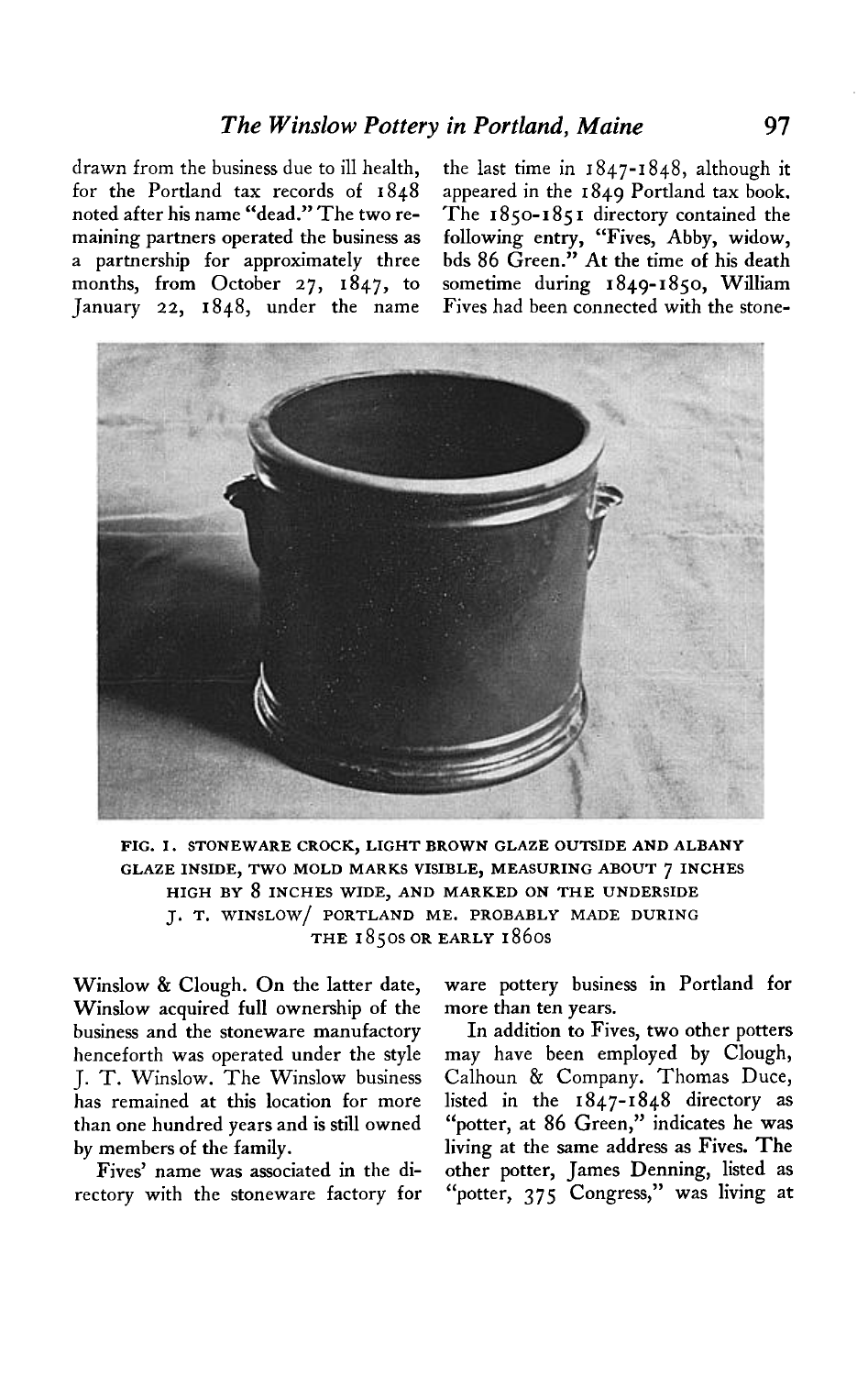drawn from the business due to ill health, for the Portland tax records of 1848 noted after his name "dead." The two remaining partners operated the business as a partnership for approximately three months, from October 27, 1847, to January 22, 1848, under the name Winslow & Clough. On the latter date, Winslow acquired full ownership of the business and the stoneware manufactory henceforth was operated under the style J. T. Winslow. The Winslow business has remained at this location for more than one hundred years and is still owned by members of the family.

Fives' name was associated in the directory with the stoneware factory for the last time in 1847-1848, although it appeared in the 1849 Portland tax book. The 1850-1851 directory contained the following entry, "Fives, Abby, widow, bds 86 Green." At the time of his death sometime during 1849-1850, William Fives had been connected with the stoneware pottery business in Portland for more than ten years.

FIG. 1. STONEWARE CROCK, LIGHT BROWN GLAZE OUTSIDE AND ALBANY GLAZE INSIDE, TWO MOLD MARKS VISIBLE, MEASURING ABOUT 7 INCHES HIGH BY 8 INCHES WIDE, AND MARKED ON THE UNDERSIDE J. T. WINSLOW/ PORTLAND ME. PROBABLY MADE DURING THE 1850s OR EARLY 1860s

In addition to Fives, two other potters may have been employed by Clough, Calhoun & Company. Thomas Duce, listed in the 1847-1848 directory as "potter, at 86 Green," indicates he was living at the same address as Fives. The other potter, James Denning, listed as "potter, 375 Congress," was living at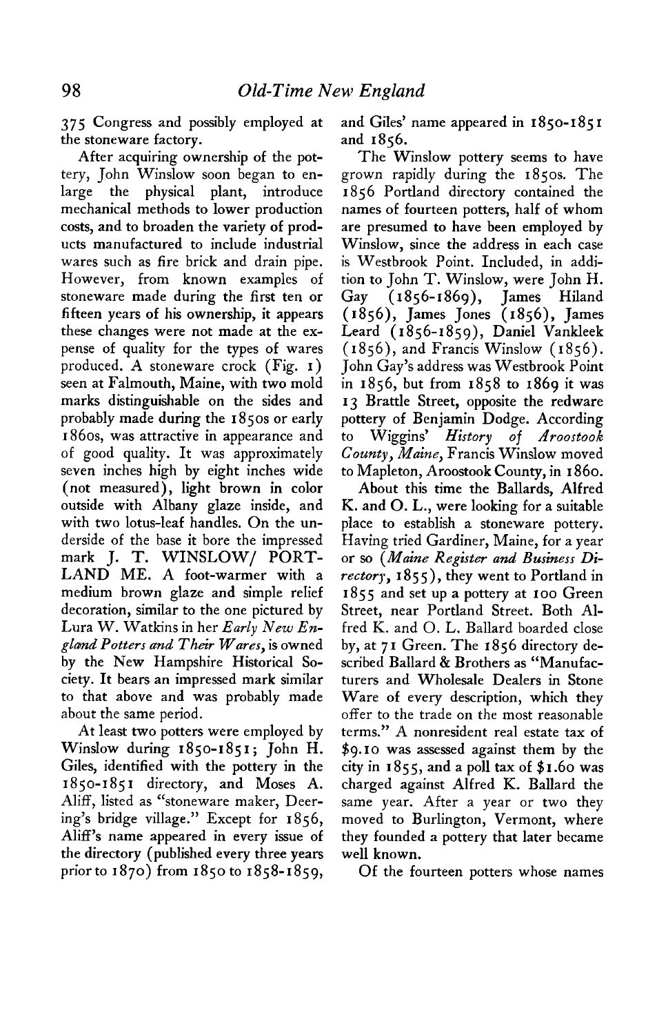375 Congress and possibly employed at the stoneware factory.

After acquiring ownership of the pottery, John Winslow soon began to enlarge the physical plant, introduce mechanical methods to lower production costs, and to broaden the variety of products manufactured to include industrial wares such as fire brick and drain pipe. However, from known examples of stoneware made during the first ten or fifteen years of his ownership, it appears these changes were not made at the expense of quality for the types of wares produced. A stoneware crock (Fig. 1) seen at Falmouth, Maine, with two mold marks distinguishable on the sides and probably made during the 1850s or early 1860s, was attractive in appearance and of good quality. It was approximately seven inches high by eight inches wide (not measured), light brown in color outside with Albany glaze inside, and with two lotus-leaf handles. On the underside of the base it bore the impressed mark J. T. WINSLOW/ PORTLAND ME. A foot-warmer with a medium brown glaze and simple relief decoration, similar to the one pictured by Lura W. Watkins in her *Early New England Potters and Their Wares*, is owned by the New Hampshire Historical Society. It bears an impressed mark similar to that above and was probably made about the same period.

At least two potters were employed by Winslow during 1850-1851; John H. Giles, identified with the pottery in the 1850-1851 directory, and Moses A. Aliff, listed as "stoneware maker, Deering's bridge village." Except for 1856, Aliff's name appeared in every issue of the directory (published every three years prior to 1870) from 1850 to 1858-1859, and Giles' name appeared in 1850-1851 and 1856.

The Winslow pottery seems to have grown rapidly during the 1850s. The 1856 Portland directory contained the names of fourteen potters, half of whom are presumed to have been employed by Winslow, since the address in each case is Westbrook Point. Included, in addition to John T. Winslow, were John H. Gay (1856-1869), James Hiland (1856), James Jones (1856), James Leard (1856-1859), Daniel Vankleek (1856), and Francis Winslow (1856). John Gay's address was Westbrook Point in 1856, but from 1858 to 1869 it was 13 Brattle Street, opposite the redware pottery of Benjamin Dodge. According to Wiggins' *History of Aroostook County, Maine,* Francis Winslow moved to Mapleton, Aroostook County, in 1860.

About this time the Ballards, Alfred K. and O. L., were looking for a suitable place to establish a stoneware pottery. Having tried Gardiner, Maine, for a year or so (*Maine Register and Business Directory*, 1855), they went to Portland in 1855 and set up a pottery at 100 Green Street, near Portland Street. Both Alfred K. and O. L. Ballard boarded close by, at 71 Green. The 1856 directory described Ballard & Brothers as "Manufacturers and Wholesale Dealers in Stone Ware of every description, which they offer to the trade on the most reasonable terms." A nonresident real estate tax of \$9.10 was assessed against them by the city in 1855, and a poll tax of \$1.60 was charged against Alfred K. Ballard the same year. After a year or two they moved to Burlington, Vermont, where they founded a pottery that later became well known.

Of the fourteen potters whose names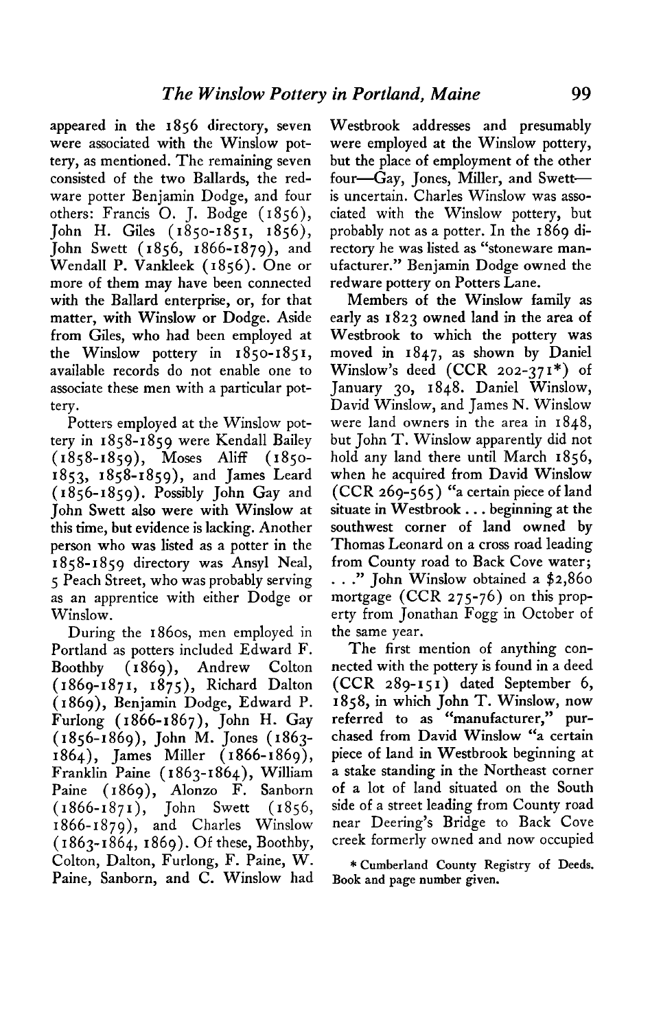appeared in the 1856 directory, seven were associated with the Winslow pottery, as mentioned. The remaining seven consisted of the two Ballards, the redware potter Benjamin Dodge, and four others: Francis O. J. Bodge (1856), John H. Giles (1850-1851, 1856), John Swett (1856, 1866-1879), and Wendall P. Vankleek (1856). One or more of them may have been connected with the Ballard enterprise, or, for that matter, with Winslow or Dodge. Aside from Giles, who had been employed at the Winslow pottery in 1850-1851, available records do not enable one to associate these men with a particular pottery.

Potters employed at the Winslow pottery in 1858-1859 were Kendall Bailey (1858-1859), Moses Aliff (1850-1853, 1858-1859), and James Leard (1856-1859). Possibly John Gay and John Swett also were with Winslow at this time, but evidence is lacking. Another person who was listed as a potter in the 1858-1859 directory was Ansyl Neal, 5 Peach Street, who was probably serving as an apprentice with either Dodge or Winslow.

During the 1860s, men employed in Portland as potters included Edward F. Boothby (1869), Andrew Colton (1869-1871, 1875), Richard Dalton (1869), Benjamin Dodge, Edward P. Furlong (1866-1867), John H. Gay (1856-1869), John M. Jones (1863-1864), James Miller (1866-1869), Franklin Paine (1863-1864), William Paine (1869), Alonzo F. Sanborn (1866-1871), John Swett (1856, 1866-1879), and Charles Winslow (1863-1864, 1869). Of these, Boothby, Colton, Dalton, Furlong, F. Paine, W. Paine, Sanborn, and C. Winslow had Westbrook addresses and presumably were employed at the Winslow pottery, but the place of employment of the other four—Gay, Jones, Miller, and Swett—is uncertain. Charles Winslow was associated with the Winslow pottery, but probably not as a potter. In the 1869 directory he was listed as "stoneware manufacturer." Benjamin Dodge owned the redware pottery on Potters Lane.

Members of the Winslow family as early as 1823 owned land in the area of Westbrook to which the pottery was moved in 1847, as shown by Daniel Winslow's deed (CCR 202-371*) of January 30, 1848. Daniel Winslow, David Winslow, and James N. Winslow were land owners in the area in 1848, but John T. Winslow apparently did not hold any land there until March 1856, when he acquired from David Winslow (CCR 269-565) "a certain piece of land situate in Westbrook . . . beginning at the southwest corner of land owned by Thomas Leonard on a cross road leading from County road to Back Cove water; . . ." John Winslow obtained a $2,860 mortgage (CCR 275-76) on this property from Jonathan Fogg in October of the same year.

The first mention of anything connected with the pottery is found in a deed (CCR 289-151) dated September 6, 1858, in which John T. Winslow, now referred to as "manufacturer," purchased from David Winslow "a certain piece of land in Westbrook beginning at a stake standing in the Northeast corner of a lot of land situated on the South side of a street leading from County road near Deering's Bridge to Back Cove creek formerly owned and now occupied

\* Cumberland County Registry of Deeds. Book and page number given.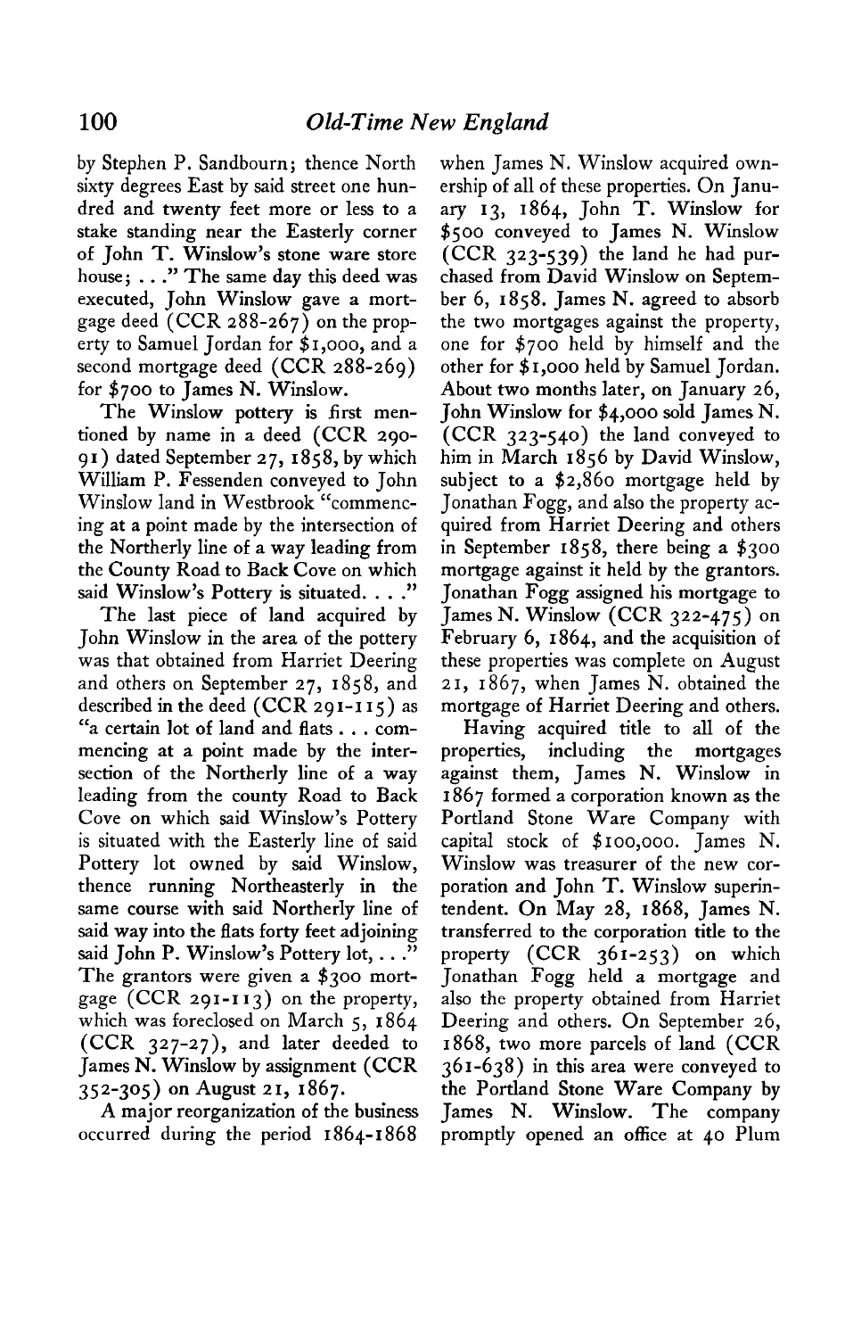by Stephen P. Sandbourn; thence North sixty degrees East by said street one hundred and twenty feet more or less to a stake standing near the Easterly corner of John T. Winslow's stone ware store house; . . ." The same day this deed was executed, John Winslow gave a mortgage deed (CCR 288-267) on the property to Samuel Jordan for $1,000, and a second mortgage deed (CCR 288-269) for $700 to James N. Winslow.

The Winslow pottery is first mentioned by name in a deed (CCR 290-91) dated September 27, 1858, by which William P. Fessenden conveyed to John Winslow land in Westbrook "commencing at a point made by the intersection of the Northerly line of a way leading from the County Road to Back Cove on which said Winslow's Pottery is situated. . . ."

The last piece of land acquired by John Winslow in the area of the pottery was that obtained from Harriet Deering and others on September 27, 1858, and described in the deed (CCR 291-115) as "a certain lot of land and flats . . . commencing at a point made by the intersection of the Northerly line of a way leading from the county Road to Back Cove on which said Winslow's Pottery is situated with the Easterly line of said Pottery lot owned by said Winslow, thence running Northeasterly in the same course with said Northerly line of said way into the flats forty feet adjoining said John P. Winslow's Pottery lot, . . ." The grantors were given a $300 mortgage (CCR 291-113) on the property, which was foreclosed on March 5, 1864 (CCR 327-27), and later deeded to James N. Winslow by assignment (CCR 352-305) on August 21, 1867.

A major reorganization of the business occurred during the period 1864-1868 when James N. Winslow acquired ownership of all of these properties. On January 13, 1864, John T. Winslow for $500 conveyed to James N. Winslow (CCR 323-539) the land he had purchased from David Winslow on September 6, 1858. James N. agreed to absorb the two mortgages against the property, one for $700 held by himself and the other for $1,000 held by Samuel Jordan. About two months later, on January 26, John Winslow for $4,000 sold James N. (CCR 323-540) the land conveyed to him in March 1856 by David Winslow, subject to a $2,860 mortgage held by Jonathan Fogg, and also the property acquired from Harriet Deering and others in September 1858, there being a $300 mortgage against it held by the grantors. Jonathan Fogg assigned his mortgage to James N. Winslow (CCR 322-475) on February 6, 1864, and the acquisition of these properties was complete on August 21, 1867, when James N. obtained the mortgage of Harriet Deering and others.

Having acquired title to all of the properties, including the mortgages against them, James N. Winslow in 1867 formed a corporation known as the Portland Stone Ware Company with capital stock of $100,000. James N. Winslow was treasurer of the new corporation and John T. Winslow superintendent. On May 28, 1868, James N. transferred to the corporation title to the property (CCR 361-253) on which Jonathan Fogg held a mortgage and also the property obtained from Harriet Deering and others. On September 26, 1868, two more parcels of land (CCR 361-638) in this area were conveyed to the Portland Stone Ware Company by James N. Winslow. The company promptly opened an office at 40 Plum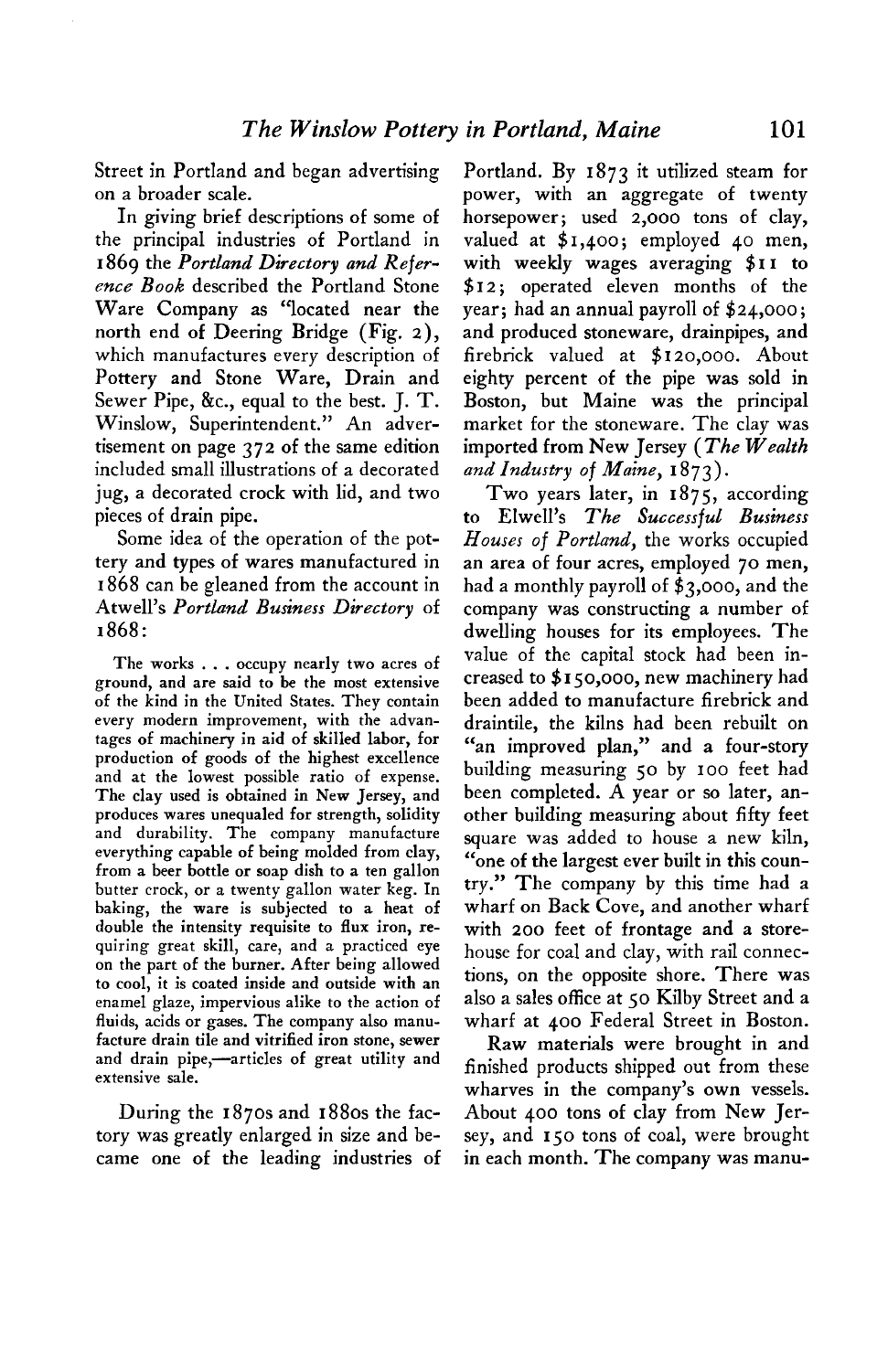Street in Portland and began advertising on a broader scale.

In giving brief descriptions of some of the principal industries of Portland in 1869 the *Portland Directory and Reference Book* described the Portland Stone Ware Company as "located near the north end of Deering Bridge (Fig. 2), which manufactures every description of Pottery and Stone Ware, Drain and Sewer Pipe, &c., equal to the best. J. T. Winslow, Superintendent." An advertisement on page 372 of the same edition included small illustrations of a decorated jug, a decorated crock with lid, and two pieces of drain pipe.

Some idea of the operation of the pottery and types of wares manufactured in 1868 can be gleaned from the account in Atwell's *Portland Business Directory* of 1868:

> The works . . . occupy nearly two acres of ground, and are said to be the most extensive of the kind in the United States. They contain every modern improvement, with the advantages of machinery in aid of skilled labor, for production of goods of the highest excellence and at the lowest possible ratio of expense. The clay used is obtained in New Jersey, and produces wares unequaled for strength, solidity and durability. The company manufacture everything capable of being molded from clay, from a beer bottle or soap dish to a ten gallon butter crock, or a twenty gallon water keg. In baking, the ware is subjected to a heat of double the intensity requisite to flux iron, requiring great skill, care, and a practiced eye on the part of the burner. After being allowed to cool, it is coated inside and outside with an enamel glaze, impervious alike to the action of fluids, acids or gases. The company also manufacture drain tile and vitrified iron stone, sewer and drain pipe,—articles of great utility and extensive sale.

During the 1870s and 1880s the factory was greatly enlarged in size and became one of the leading industries of Portland. By 1873 it utilized steam for power, with an aggregate of twenty horsepower; used 2,000 tons of clay, valued at $1,400; employed 40 men, with weekly wages averaging $11 to $12; operated eleven months of the year; had an annual payroll of $24,000; and produced stoneware, drainpipes, and firebrick valued at $120,000. About eighty percent of the pipe was sold in Boston, but Maine was the principal market for the stoneware. The clay was imported from New Jersey (*The Wealth and Industry of Maine*, 1873).

Two years later, in 1875, according to Elwell's *The Successful Business Houses of Portland*, the works occupied an area of four acres, employed 70 men, had a monthly payroll of $3,000, and the company was constructing a number of dwelling houses for its employees. The value of the capital stock had been increased to $150,000, new machinery had been added to manufacture firebrick and draintile, the kilns had been rebuilt on "an improved plan," and a four-story building measuring 50 by 100 feet had been completed. A year or so later, another building measuring about fifty feet square was added to house a new kiln, "one of the largest ever built in this country." The company by this time had a wharf on Back Cove, and another wharf with 200 feet of frontage and a storehouse for coal and clay, with rail connections, on the opposite shore. There was also a sales office at 50 Kilby Street and a wharf at 400 Federal Street in Boston.

Raw materials were brought in and finished products shipped out from these wharves in the company's own vessels. About 400 tons of clay from New Jersey, and 150 tons of coal, were brought in each month. The company was manu-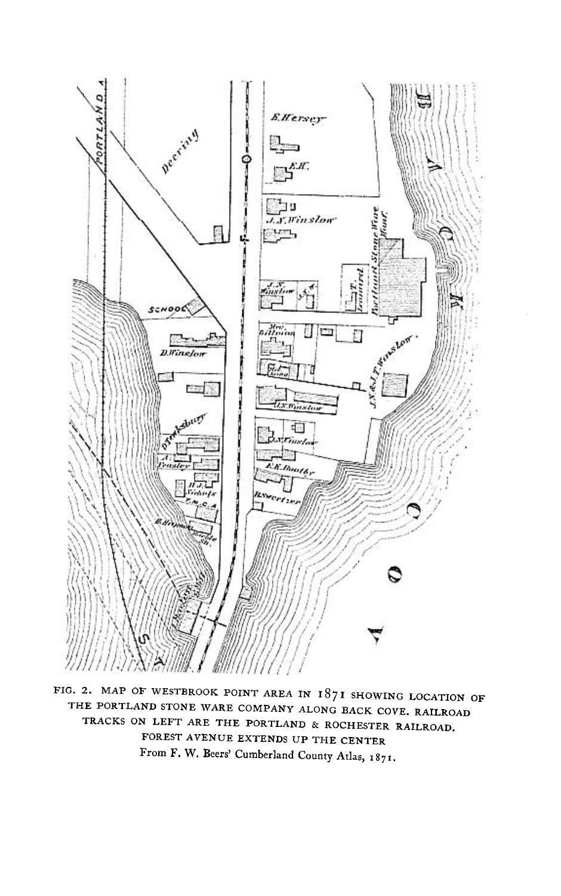FIG. 2. MAP OF WESTBROOK POINT AREA IN 1871 SHOWING LOCATION OF THE PORTLAND STONE WARE COMPANY ALONG BACK COVE. RAILROAD TRACKS ON LEFT ARE THE PORTLAND & ROCHESTER RAILROAD. FOREST AVENUE EXTENDS UP THE CENTER

From F. W. Beers' Cumberland County Atlas, 1871.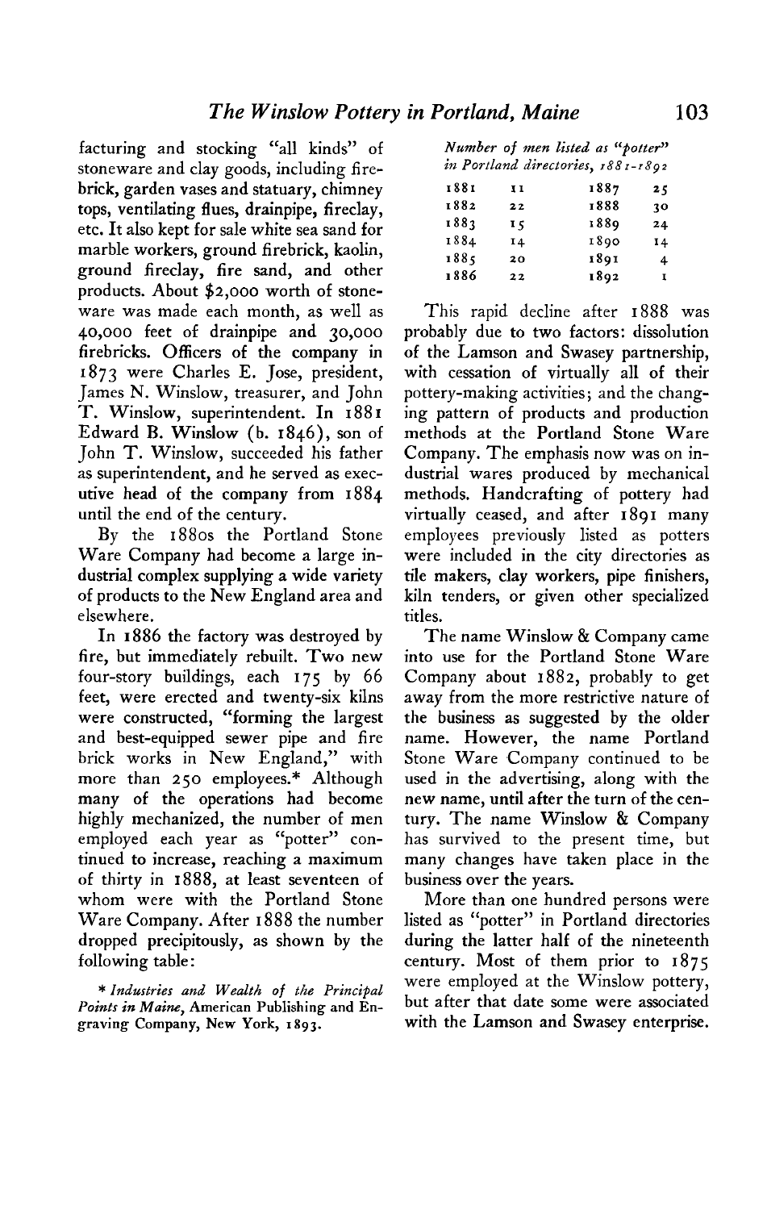facturing and stocking "all kinds" of stoneware and clay goods, including fire-brick, garden vases and statuary, chimney tops, ventilating flues, drainpipe, fireclay, etc. It also kept for sale white sea sand for marble workers, ground firebrick, kaolin, ground fireclay, fire sand, and other products. About $2,000 worth of stoneware was made each month, as well as 40,000 feet of drainpipe and 30,000 firebricks. Officers of the company in 1873 were Charles E. Jose, president, James N. Winslow, treasurer, and John T. Winslow, superintendent. In 1881 Edward B. Winslow (b. 1846), son of John T. Winslow, succeeded his father as superintendent, and he served as executive head of the company from 1884 until the end of the century.

By the 1880s the Portland Stone Ware Company had become a large industrial complex supplying a wide variety of products to the New England area and elsewhere.

In 1886 the factory was destroyed by fire, but immediately rebuilt. Two new four-story buildings, each 175 by 66 feet, were erected and twenty-six kilns were constructed, "forming the largest and best-equipped sewer pipe and fire brick works in New England," with more than 250 employees.* Although many of the operations had become highly mechanized, the number of men employed each year as "potter" continued to increase, reaching a maximum of thirty in 1888, at least seventeen of whom were with the Portland Stone Ware Company. After 1888 the number dropped precipitously, as shown by the following table:

*Number of men listed as "potter" in Portland directories, 1881-1892*

| Year | Number | Year | Number |
|---|---|---|---|
| 1881 | 11 | 1887 | 25 |
| 1882 | 22 | 1888 | 30 |
| 1883 | 15 | 1889 | 24 |
| 1884 | 14 | 1890 | 14 |
| 1885 | 20 | 1891 | 4 |
| 1886 | 22 | 1892 | 1 |

This rapid decline after 1888 was probably due to two factors: dissolution of the Lamson and Swasey partnership, with cessation of virtually all of their pottery-making activities; and the changing pattern of products and production methods at the Portland Stone Ware Company. The emphasis now was on industrial wares produced by mechanical methods. Handcrafting of pottery had virtually ceased, and after 1891 many employees previously listed as potters were included in the city directories as tile makers, clay workers, pipe finishers, kiln tenders, or given other specialized titles.

The name Winslow & Company came into use for the Portland Stone Ware Company about 1882, probably to get away from the more restrictive nature of the business as suggested by the older name. However, the name Portland Stone Ware Company continued to be used in the advertising, along with the new name, until after the turn of the century. The name Winslow & Company has survived to the present time, but many changes have taken place in the business over the years.

More than one hundred persons were listed as "potter" in Portland directories during the latter half of the nineteenth century. Most of them prior to 1875 were employed at the Winslow pottery, but after that date some were associated with the Lamson and Swasey enterprise.

\* *Industries and Wealth of the Principal Points in Maine*, American Publishing and Engraving Company, New York, 1893.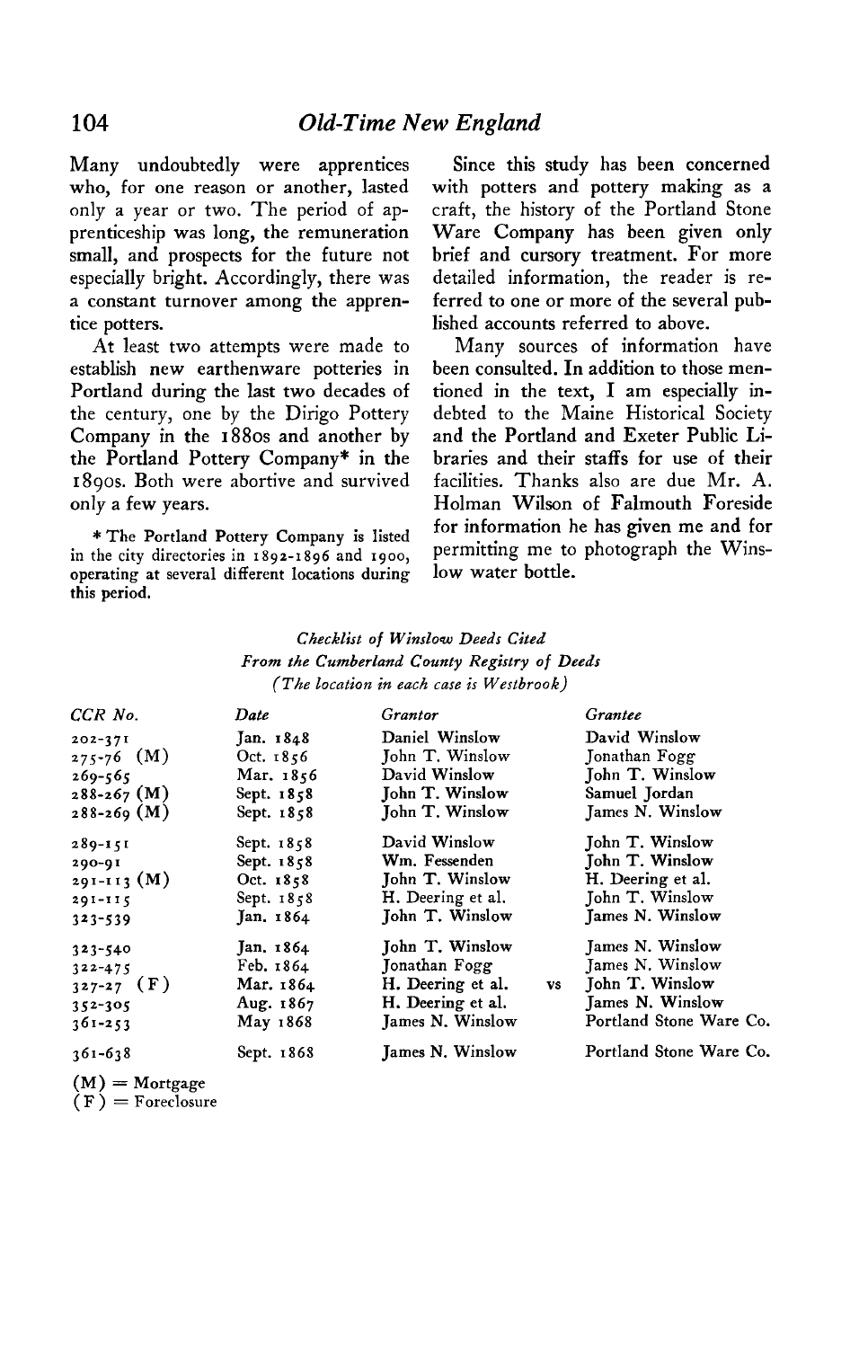Many undoubtedly were apprentices who, for one reason or another, lasted only a year or two. The period of apprenticeship was long, the remuneration small, and prospects for the future not especially bright. Accordingly, there was a constant turnover among the apprentice potters.

At least two attempts were made to establish new earthenware potteries in Portland during the last two decades of the century, one by the Dirigo Pottery Company in the 1880s and another by the Portland Pottery Company* in the 1890s. Both were abortive and survived only a few years.

\* The Portland Pottery Company is listed in the city directories in 1892-1896 and 1900, operating at several different locations during this period.

Since this study has been concerned with potters and pottery making as a craft, the history of the Portland Stone Ware Company has been given only brief and cursory treatment. For more detailed information, the reader is referred to one or more of the several published accounts referred to above.

Many sources of information have been consulted. In addition to those mentioned in the text, I am especially indebted to the Maine Historical Society and the Portland and Exeter Public Libraries and their staffs for use of their facilities. Thanks also are due Mr. A. Holman Wilson of Falmouth Foreside for information he has given me and for permitting me to photograph the Winslow water bottle.

*Checklist of Winslow Deeds Cited*
*From the Cumberland County Registry of Deeds*
*(The location in each case is Westbrook)*

| CCR No. | Date | Grantor | | Grantee |
|---|---|---|---|---|
| 202-371 | Jan. 1848 | Daniel Winslow | | David Winslow |
| 275-76 (M) | Oct. 1856 | John T. Winslow | | Jonathan Fogg |
| 269-565 | Mar. 1856 | David Winslow | | John T. Winslow |
| 288-267 (M) | Sept. 1858 | John T. Winslow | | Samuel Jordan |
| 288-269 (M) | Sept. 1858 | John T. Winslow | | James N. Winslow |
| 289-151 | Sept. 1858 | David Winslow | | John T. Winslow |
| 290-91 | Sept. 1858 | Wm. Fessenden | | John T. Winslow |
| 291-113 (M) | Oct. 1858 | John T. Winslow | | H. Deering et al. |
| 291-115 | Sept. 1858 | H. Deering et al. | | John T. Winslow |
| 323-539 | Jan. 1864 | John T. Winslow | | James N. Winslow |
| 323-540 | Jan. 1864 | John T. Winslow | | James N. Winslow |
| 322-475 | Feb. 1864 | Jonathan Fogg | | James N. Winslow |
| 327-27 (F) | Mar. 1864 | H. Deering et al. | vs | John T. Winslow |
| 352-305 | Aug. 1867 | H. Deering et al. | | James N. Winslow |
| 361-253 | May 1868 | James N. Winslow | | Portland Stone Ware Co. |
| 361-638 | Sept. 1868 | James N. Winslow | | Portland Stone Ware Co. |

(M) = Mortgage
(F) = Foreclosure